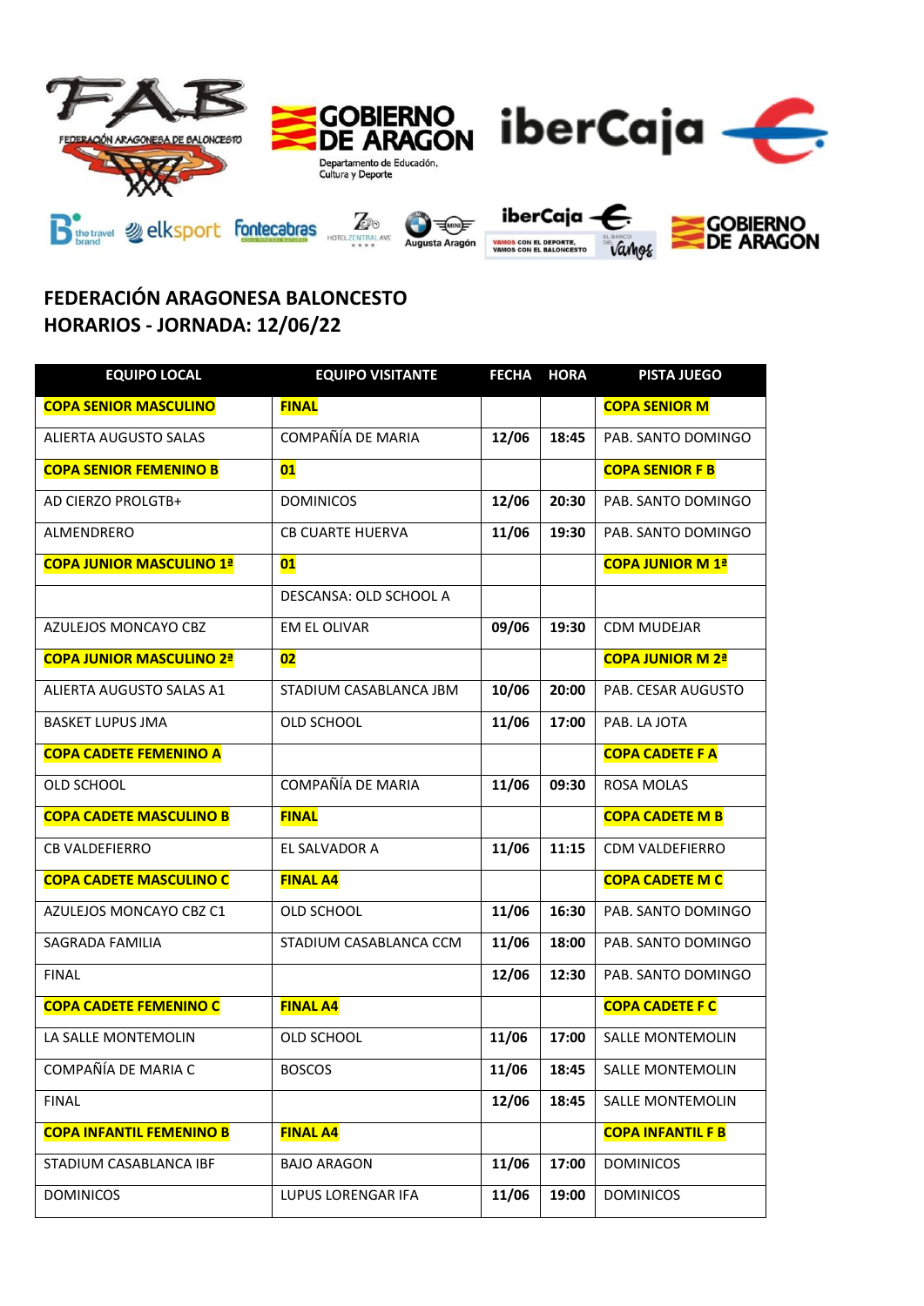**FEDERACIÓN ARAGONESA BALONCESTO**
**HORARIOS - JORNADA: 12/06/22**

| EQUIPO LOCAL | EQUIPO VISITANTE | FECHA | HORA | PISTA JUEGO |
|---|---|---|---|---|
| COPA SENIOR MASCULINO | FINAL | | | COPA SENIOR M |
| ALIERTA AUGUSTO SALAS | COMPAÑÍA DE MARIA | 12/06 | 18:45 | PAB. SANTO DOMINGO |
| COPA SENIOR FEMENINO B | 01 | | | COPA SENIOR F B |
| AD CIERZO PROLGTB+ | DOMINICOS | 12/06 | 20:30 | PAB. SANTO DOMINGO |
| ALMENDRERO | CB CUARTE HUERVA | 11/06 | 19:30 | PAB. SANTO DOMINGO |
| COPA JUNIOR MASCULINO 1ª | 01 | | | COPA JUNIOR M 1ª |
| | DESCANSA: OLD SCHOOL A | | | |
| AZULEJOS MONCAYO CBZ | EM EL OLIVAR | 09/06 | 19:30 | CDM MUDEJAR |
| COPA JUNIOR MASCULINO 2ª | 02 | | | COPA JUNIOR M 2ª |
| ALIERTA AUGUSTO SALAS A1 | STADIUM CASABLANCA JBM | 10/06 | 20:00 | PAB. CESAR AUGUSTO |
| BASKET LUPUS JMA | OLD SCHOOL | 11/06 | 17:00 | PAB. LA JOTA |
| COPA CADETE FEMENINO A | | | | COPA CADETE F A |
| OLD SCHOOL | COMPAÑÍA DE MARIA | 11/06 | 09:30 | ROSA MOLAS |
| COPA CADETE MASCULINO B | FINAL | | | COPA CADETE M B |
| CB VALDEFIERRO | EL SALVADOR A | 11/06 | 11:15 | CDM VALDEFIERRO |
| COPA CADETE MASCULINO C | FINAL A4 | | | COPA CADETE M C |
| AZULEJOS MONCAYO CBZ C1 | OLD SCHOOL | 11/06 | 16:30 | PAB. SANTO DOMINGO |
| SAGRADA FAMILIA | STADIUM CASABLANCA CCM | 11/06 | 18:00 | PAB. SANTO DOMINGO |
| FINAL | | 12/06 | 12:30 | PAB. SANTO DOMINGO |
| COPA CADETE FEMENINO C | FINAL A4 | | | COPA CADETE F C |
| LA SALLE MONTEMOLIN | OLD SCHOOL | 11/06 | 17:00 | SALLE MONTEMOLIN |
| COMPAÑÍA DE MARIA C | BOSCOS | 11/06 | 18:45 | SALLE MONTEMOLIN |
| FINAL | | 12/06 | 18:45 | SALLE MONTEMOLIN |
| COPA INFANTIL FEMENINO B | FINAL A4 | | | COPA INFANTIL F B |
| STADIUM CASABLANCA IBF | BAJO ARAGON | 11/06 | 17:00 | DOMINICOS |
| DOMINICOS | LUPUS LORENGAR IFA | 11/06 | 19:00 | DOMINICOS |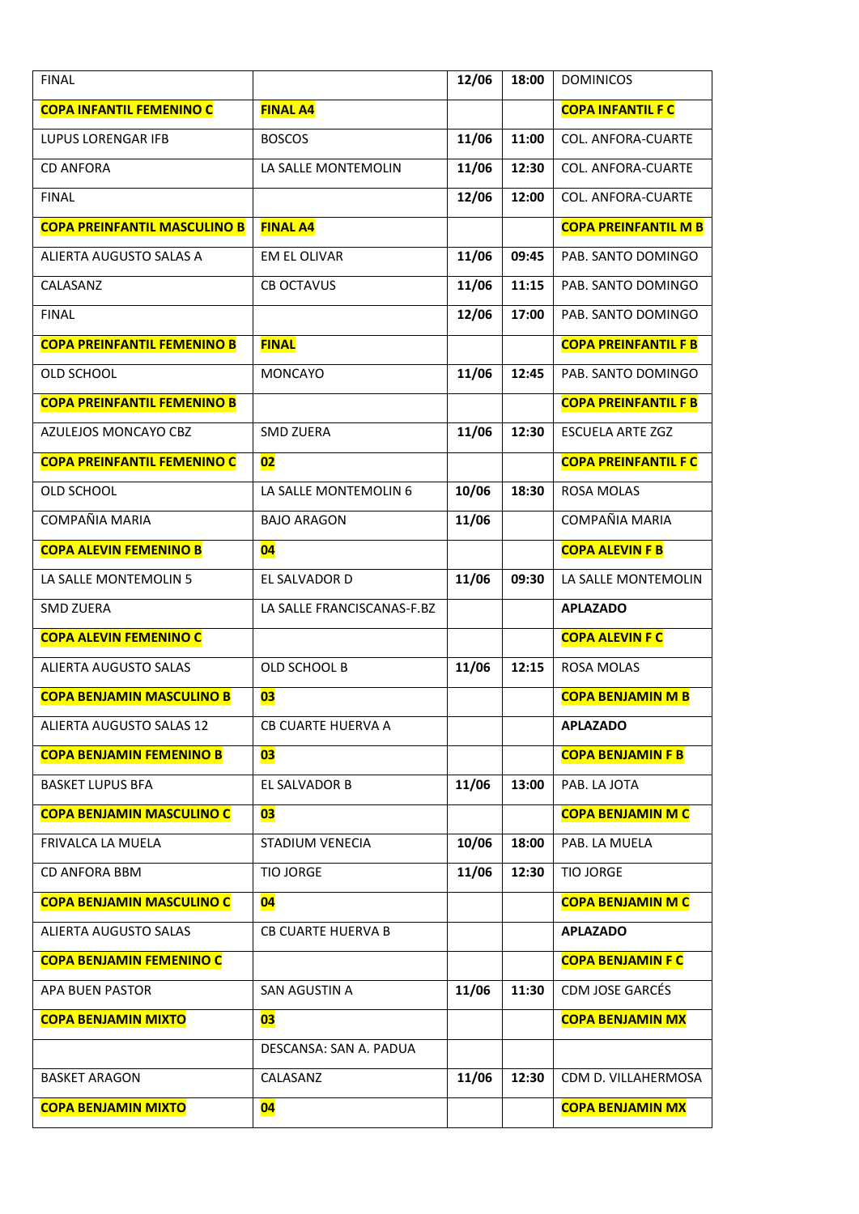| FINAL | | 12/06 | 18:00 | DOMINICOS |
|---|---|---|---|---|
| **COPA INFANTIL FEMENINO C** | **FINAL A4** | | | **COPA INFANTIL F C** |
| LUPUS LORENGAR IFB | BOSCOS | 11/06 | 11:00 | COL. ANFORA-CUARTE |
| CD ANFORA | LA SALLE MONTEMOLIN | 11/06 | 12:30 | COL. ANFORA-CUARTE |
| FINAL | | 12/06 | 12:00 | COL. ANFORA-CUARTE |
| **COPA PREINFANTIL MASCULINO B** | **FINAL A4** | | | **COPA PREINFANTIL M B** |
| ALIERTA AUGUSTO SALAS A | EM EL OLIVAR | 11/06 | 09:45 | PAB. SANTO DOMINGO |
| CALASANZ | CB OCTAVUS | 11/06 | 11:15 | PAB. SANTO DOMINGO |
| FINAL | | 12/06 | 17:00 | PAB. SANTO DOMINGO |
| **COPA PREINFANTIL FEMENINO B** | **FINAL** | | | **COPA PREINFANTIL F B** |
| OLD SCHOOL | MONCAYO | 11/06 | 12:45 | PAB. SANTO DOMINGO |
| **COPA PREINFANTIL FEMENINO B** | | | | **COPA PREINFANTIL F B** |
| AZULEJOS MONCAYO CBZ | SMD ZUERA | 11/06 | 12:30 | ESCUELA ARTE ZGZ |
| **COPA PREINFANTIL FEMENINO C** | **02** | | | **COPA PREINFANTIL F C** |
| OLD SCHOOL | LA SALLE MONTEMOLIN 6 | 10/06 | 18:30 | ROSA MOLAS |
| COMPAÑIA MARIA | BAJO ARAGON | 11/06 | | COMPAÑIA MARIA |
| **COPA ALEVIN FEMENINO B** | **04** | | | **COPA ALEVIN F B** |
| LA SALLE MONTEMOLIN 5 | EL SALVADOR D | 11/06 | 09:30 | LA SALLE MONTEMOLIN |
| SMD ZUERA | LA SALLE FRANCISCANAS-F.BZ | | | **APLAZADO** |
| **COPA ALEVIN FEMENINO C** | | | | **COPA ALEVIN F C** |
| ALIERTA AUGUSTO SALAS | OLD SCHOOL B | 11/06 | 12:15 | ROSA MOLAS |
| **COPA BENJAMIN MASCULINO B** | **03** | | | **COPA BENJAMIN M B** |
| ALIERTA AUGUSTO SALAS 12 | CB CUARTE HUERVA A | | | **APLAZADO** |
| **COPA BENJAMIN FEMENINO B** | **03** | | | **COPA BENJAMIN F B** |
| BASKET LUPUS BFA | EL SALVADOR B | 11/06 | 13:00 | PAB. LA JOTA |
| **COPA BENJAMIN MASCULINO C** | **03** | | | **COPA BENJAMIN M C** |
| FRIVALCA LA MUELA | STADIUM VENECIA | 10/06 | 18:00 | PAB. LA MUELA |
| CD ANFORA BBM | TIO JORGE | 11/06 | 12:30 | TIO JORGE |
| **COPA BENJAMIN MASCULINO C** | **04** | | | **COPA BENJAMIN M C** |
| ALIERTA AUGUSTO SALAS | CB CUARTE HUERVA B | | | **APLAZADO** |
| **COPA BENJAMIN FEMENINO C** | | | | **COPA BENJAMIN F C** |
| APA BUEN PASTOR | SAN AGUSTIN A | 11/06 | 11:30 | CDM JOSE GARCÉS |
| **COPA BENJAMIN MIXTO** | **03** | | | **COPA BENJAMIN MX** |
| | DESCANSA: SAN A. PADUA | | | |
| BASKET ARAGON | CALASANZ | 11/06 | 12:30 | CDM D. VILLAHERMOSA |
| **COPA BENJAMIN MIXTO** | **04** | | | **COPA BENJAMIN MX** |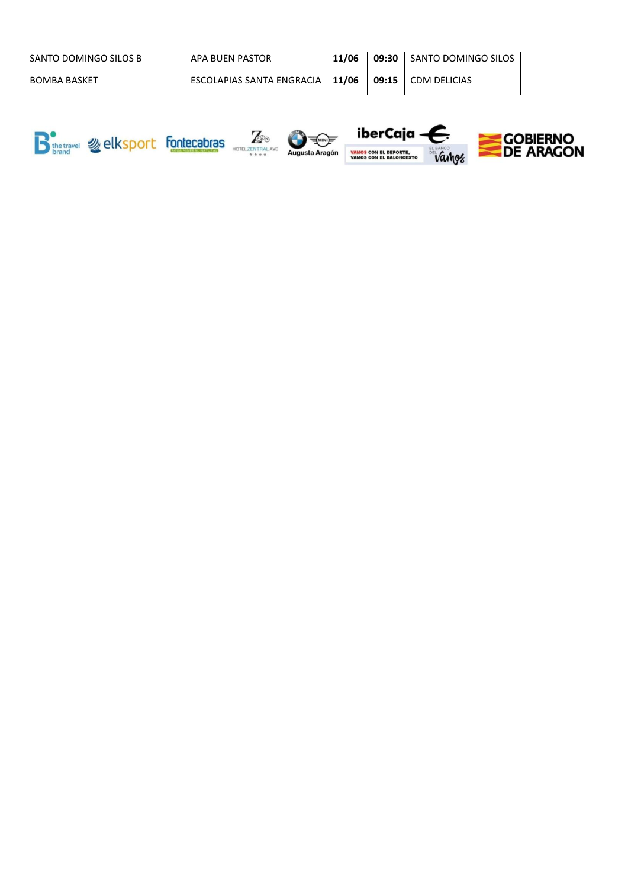| | | | | |
|---|---|---|---|---|
| SANTO DOMINGO SILOS B | APA BUEN PASTOR | **11/06** | **09:30** | SANTO DOMINGO SILOS |
| BOMBA BASKET | ESCOLAPIAS SANTA ENGRACIA | **11/06** | **09:15** | CDM DELICIAS |